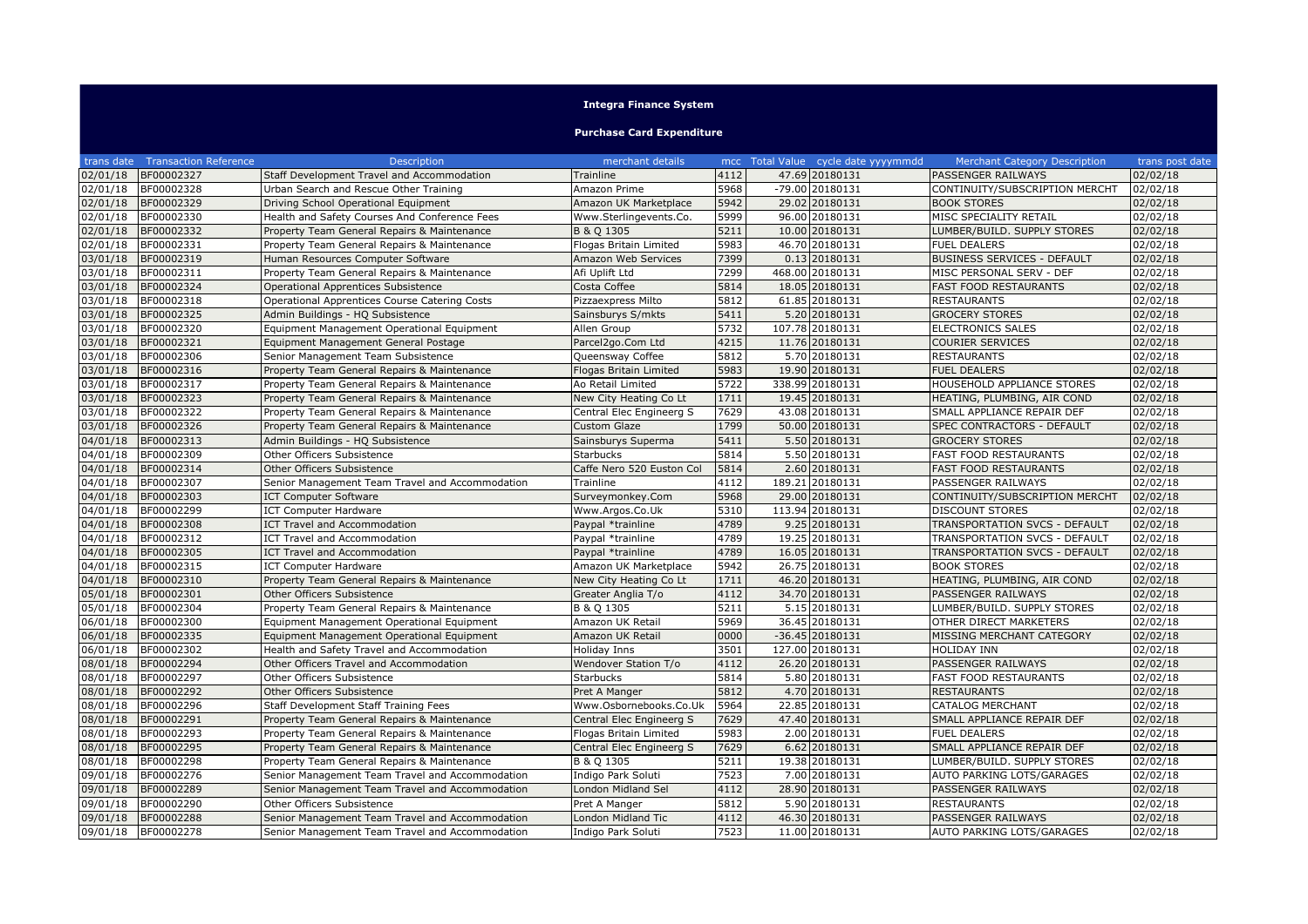# Integra Finance System

## Purchase Card Expenditure

| trans date | Transaction Reference | Description | merchant details | mcc | Total Value | cycle date yyyymmdd | Merchant Category Description | trans post date |
|---|---|---|---|---|---|---|---|---|
| 02/01/18 | BF00002327 | Staff Development Travel and Accommodation | Trainline | 4112 | 47.69 | 20180131 | PASSENGER RAILWAYS | 02/02/18 |
| 02/01/18 | BF00002328 | Urban Search and Rescue Other Training | Amazon Prime | 5968 | -79.00 | 20180131 | CONTINUITY/SUBSCRIPTION MERCHT | 02/02/18 |
| 02/01/18 | BF00002329 | Driving School Operational Equipment | Amazon UK Marketplace | 5942 | 29.02 | 20180131 | BOOK STORES | 02/02/18 |
| 02/01/18 | BF00002330 | Health and Safety Courses And Conference Fees | Www.Sterlingevents.Co. | 5999 | 96.00 | 20180131 | MISC SPECIALITY RETAIL | 02/02/18 |
| 02/01/18 | BF00002332 | Property Team General Repairs & Maintenance | B & Q 1305 | 5211 | 10.00 | 20180131 | LUMBER/BUILD. SUPPLY STORES | 02/02/18 |
| 02/01/18 | BF00002331 | Property Team General Repairs & Maintenance | Flogas Britain Limited | 5983 | 46.70 | 20180131 | FUEL DEALERS | 02/02/18 |
| 03/01/18 | BF00002319 | Human Resources Computer Software | Amazon Web Services | 7399 | 0.13 | 20180131 | BUSINESS SERVICES - DEFAULT | 02/02/18 |
| 03/01/18 | BF00002311 | Property Team General Repairs & Maintenance | Afi Uplift Ltd | 7299 | 468.00 | 20180131 | MISC PERSONAL SERV - DEF | 02/02/18 |
| 03/01/18 | BF00002324 | Operational Apprentices Subsistence | Costa Coffee | 5814 | 18.05 | 20180131 | FAST FOOD RESTAURANTS | 02/02/18 |
| 03/01/18 | BF00002318 | Operational Apprentices Course Catering Costs | Pizzaexpress Milto | 5812 | 61.85 | 20180131 | RESTAURANTS | 02/02/18 |
| 03/01/18 | BF00002325 | Admin Buildings - HQ Subsistence | Sainsburys S/mkts | 5411 | 5.20 | 20180131 | GROCERY STORES | 02/02/18 |
| 03/01/18 | BF00002320 | Equipment Management Operational Equipment | Allen Group | 5732 | 107.78 | 20180131 | ELECTRONICS SALES | 02/02/18 |
| 03/01/18 | BF00002321 | Equipment Management General Postage | Parcel2go.Com Ltd | 4215 | 11.76 | 20180131 | COURIER SERVICES | 02/02/18 |
| 03/01/18 | BF00002306 | Senior Management Team Subsistence | Queensway Coffee | 5812 | 5.70 | 20180131 | RESTAURANTS | 02/02/18 |
| 03/01/18 | BF00002316 | Property Team General Repairs & Maintenance | Flogas Britain Limited | 5983 | 19.90 | 20180131 | FUEL DEALERS | 02/02/18 |
| 03/01/18 | BF00002317 | Property Team General Repairs & Maintenance | Ao Retail Limited | 5722 | 338.99 | 20180131 | HOUSEHOLD APPLIANCE STORES | 02/02/18 |
| 03/01/18 | BF00002323 | Property Team General Repairs & Maintenance | New City Heating Co Lt | 1711 | 19.45 | 20180131 | HEATING, PLUMBING, AIR COND | 02/02/18 |
| 03/01/18 | BF00002322 | Property Team General Repairs & Maintenance | Central Elec Engineerg S | 7629 | 43.08 | 20180131 | SMALL APPLIANCE REPAIR DEF | 02/02/18 |
| 03/01/18 | BF00002326 | Property Team General Repairs & Maintenance | Custom Glaze | 1799 | 50.00 | 20180131 | SPEC CONTRACTORS - DEFAULT | 02/02/18 |
| 04/01/18 | BF00002313 | Admin Buildings - HQ Subsistence | Sainsburys Superma | 5411 | 5.50 | 20180131 | GROCERY STORES | 02/02/18 |
| 04/01/18 | BF00002309 | Other Officers Subsistence | Starbucks | 5814 | 5.50 | 20180131 | FAST FOOD RESTAURANTS | 02/02/18 |
| 04/01/18 | BF00002314 | Other Officers Subsistence | Caffe Nero 520 Euston Col | 5814 | 2.60 | 20180131 | FAST FOOD RESTAURANTS | 02/02/18 |
| 04/01/18 | BF00002307 | Senior Management Team Travel and Accommodation | Trainline | 4112 | 189.21 | 20180131 | PASSENGER RAILWAYS | 02/02/18 |
| 04/01/18 | BF00002303 | ICT Computer Software | Surveymonkey.Com | 5968 | 29.00 | 20180131 | CONTINUITY/SUBSCRIPTION MERCHT | 02/02/18 |
| 04/01/18 | BF00002299 | ICT Computer Hardware | Www.Argos.Co.Uk | 5310 | 113.94 | 20180131 | DISCOUNT STORES | 02/02/18 |
| 04/01/18 | BF00002308 | ICT Travel and Accommodation | Paypal *trainline | 4789 | 9.25 | 20180131 | TRANSPORTATION SVCS - DEFAULT | 02/02/18 |
| 04/01/18 | BF00002312 | ICT Travel and Accommodation | Paypal *trainline | 4789 | 19.25 | 20180131 | TRANSPORTATION SVCS - DEFAULT | 02/02/18 |
| 04/01/18 | BF00002305 | ICT Travel and Accommodation | Paypal *trainline | 4789 | 16.05 | 20180131 | TRANSPORTATION SVCS - DEFAULT | 02/02/18 |
| 04/01/18 | BF00002315 | ICT Computer Hardware | Amazon UK Marketplace | 5942 | 26.75 | 20180131 | BOOK STORES | 02/02/18 |
| 04/01/18 | BF00002310 | Property Team General Repairs & Maintenance | New City Heating Co Lt | 1711 | 46.20 | 20180131 | HEATING, PLUMBING, AIR COND | 02/02/18 |
| 05/01/18 | BF00002301 | Other Officers Subsistence | Greater Anglia T/o | 4112 | 34.70 | 20180131 | PASSENGER RAILWAYS | 02/02/18 |
| 05/01/18 | BF00002304 | Property Team General Repairs & Maintenance | B & Q 1305 | 5211 | 5.15 | 20180131 | LUMBER/BUILD. SUPPLY STORES | 02/02/18 |
| 06/01/18 | BF00002300 | Equipment Management Operational Equipment | Amazon UK Retail | 5969 | 36.45 | 20180131 | OTHER DIRECT MARKETERS | 02/02/18 |
| 06/01/18 | BF00002335 | Equipment Management Operational Equipment | Amazon UK Retail | 0000 | -36.45 | 20180131 | MISSING MERCHANT CATEGORY | 02/02/18 |
| 06/01/18 | BF00002302 | Health and Safety Travel and Accommodation | Holiday Inns | 3501 | 127.00 | 20180131 | HOLIDAY INN | 02/02/18 |
| 08/01/18 | BF00002294 | Other Officers Travel and Accommodation | Wendover Station T/o | 4112 | 26.20 | 20180131 | PASSENGER RAILWAYS | 02/02/18 |
| 08/01/18 | BF00002297 | Other Officers Subsistence | Starbucks | 5814 | 5.80 | 20180131 | FAST FOOD RESTAURANTS | 02/02/18 |
| 08/01/18 | BF00002292 | Other Officers Subsistence | Pret A Manger | 5812 | 4.70 | 20180131 | RESTAURANTS | 02/02/18 |
| 08/01/18 | BF00002296 | Staff Development Staff Training Fees | Www.Osbornebooks.Co.Uk | 5964 | 22.85 | 20180131 | CATALOG MERCHANT | 02/02/18 |
| 08/01/18 | BF00002291 | Property Team General Repairs & Maintenance | Central Elec Engineerg S | 7629 | 47.40 | 20180131 | SMALL APPLIANCE REPAIR DEF | 02/02/18 |
| 08/01/18 | BF00002293 | Property Team General Repairs & Maintenance | Flogas Britain Limited | 5983 | 2.00 | 20180131 | FUEL DEALERS | 02/02/18 |
| 08/01/18 | BF00002295 | Property Team General Repairs & Maintenance | Central Elec Engineerg S | 7629 | 6.62 | 20180131 | SMALL APPLIANCE REPAIR DEF | 02/02/18 |
| 08/01/18 | BF00002298 | Property Team General Repairs & Maintenance | B & Q 1305 | 5211 | 19.38 | 20180131 | LUMBER/BUILD. SUPPLY STORES | 02/02/18 |
| 09/01/18 | BF00002276 | Senior Management Team Travel and Accommodation | Indigo Park Soluti | 7523 | 7.00 | 20180131 | AUTO PARKING LOTS/GARAGES | 02/02/18 |
| 09/01/18 | BF00002289 | Senior Management Team Travel and Accommodation | London Midland Sel | 4112 | 28.90 | 20180131 | PASSENGER RAILWAYS | 02/02/18 |
| 09/01/18 | BF00002290 | Other Officers Subsistence | Pret A Manger | 5812 | 5.90 | 20180131 | RESTAURANTS | 02/02/18 |
| 09/01/18 | BF00002288 | Senior Management Team Travel and Accommodation | London Midland Tic | 4112 | 46.30 | 20180131 | PASSENGER RAILWAYS | 02/02/18 |
| 09/01/18 | BF00002278 | Senior Management Team Travel and Accommodation | Indigo Park Soluti | 7523 | 11.00 | 20180131 | AUTO PARKING LOTS/GARAGES | 02/02/18 |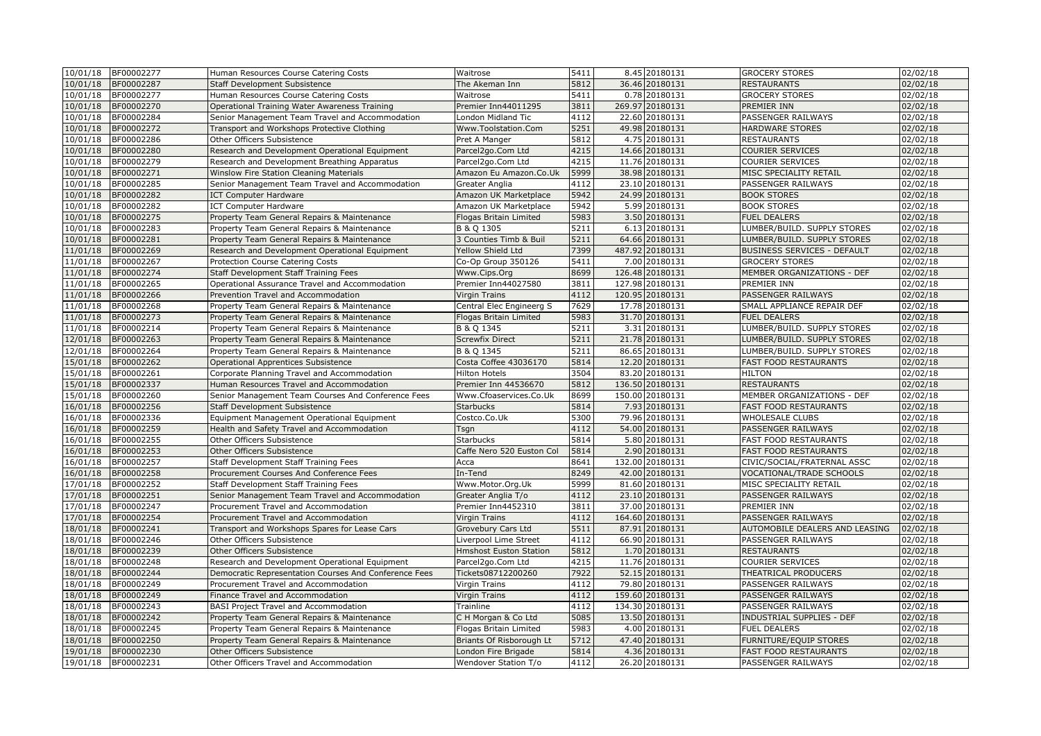| | | | | | | | | |
|---|---|---|---|---|---|---|---|---|
| 10/01/18 | BF00002277 | Human Resources Course Catering Costs | Waitrose | 5411 | 8.45 | 20180131 | GROCERY STORES | 02/02/18 |
| 10/01/18 | BF00002287 | Staff Development Subsistence | The Akeman Inn | 5812 | 36.46 | 20180131 | RESTAURANTS | 02/02/18 |
| 10/01/18 | BF00002277 | Human Resources Course Catering Costs | Waitrose | 5411 | 0.78 | 20180131 | GROCERY STORES | 02/02/18 |
| 10/01/18 | BF00002270 | Operational Training Water Awareness Training | Premier Inn44011295 | 3811 | 269.97 | 20180131 | PREMIER INN | 02/02/18 |
| 10/01/18 | BF00002284 | Senior Management Team Travel and Accommodation | London Midland Tic | 4112 | 22.60 | 20180131 | PASSENGER RAILWAYS | 02/02/18 |
| 10/01/18 | BF00002272 | Transport and Workshops Protective Clothing | Www.Toolstation.Com | 5251 | 49.98 | 20180131 | HARDWARE STORES | 02/02/18 |
| 10/01/18 | BF00002286 | Other Officers Subsistence | Pret A Manger | 5812 | 4.75 | 20180131 | RESTAURANTS | 02/02/18 |
| 10/01/18 | BF00002280 | Research and Development Operational Equipment | Parcel2go.Com Ltd | 4215 | 14.66 | 20180131 | COURIER SERVICES | 02/02/18 |
| 10/01/18 | BF00002279 | Research and Development Breathing Apparatus | Parcel2go.Com Ltd | 4215 | 11.76 | 20180131 | COURIER SERVICES | 02/02/18 |
| 10/01/18 | BF00002271 | Winslow Fire Station Cleaning Materials | Amazon Eu Amazon.Co.Uk | 5999 | 38.98 | 20180131 | MISC SPECIALITY RETAIL | 02/02/18 |
| 10/01/18 | BF00002285 | Senior Management Team Travel and Accommodation | Greater Anglia | 4112 | 23.10 | 20180131 | PASSENGER RAILWAYS | 02/02/18 |
| 10/01/18 | BF00002282 | ICT Computer Hardware | Amazon UK Marketplace | 5942 | 24.99 | 20180131 | BOOK STORES | 02/02/18 |
| 10/01/18 | BF00002282 | ICT Computer Hardware | Amazon UK Marketplace | 5942 | 5.99 | 20180131 | BOOK STORES | 02/02/18 |
| 10/01/18 | BF00002275 | Property Team General Repairs & Maintenance | Flogas Britain Limited | 5983 | 3.50 | 20180131 | FUEL DEALERS | 02/02/18 |
| 10/01/18 | BF00002283 | Property Team General Repairs & Maintenance | B & Q 1305 | 5211 | 6.13 | 20180131 | LUMBER/BUILD. SUPPLY STORES | 02/02/18 |
| 10/01/18 | BF00002281 | Property Team General Repairs & Maintenance | 3 Counties Timb & Buil | 5211 | 64.66 | 20180131 | LUMBER/BUILD. SUPPLY STORES | 02/02/18 |
| 11/01/18 | BF00002269 | Research and Development Operational Equipment | Yellow Shield Ltd | 7399 | 487.92 | 20180131 | BUSINESS SERVICES - DEFAULT | 02/02/18 |
| 11/01/18 | BF00002267 | Protection Course Catering Costs | Co-Op Group 350126 | 5411 | 7.00 | 20180131 | GROCERY STORES | 02/02/18 |
| 11/01/18 | BF00002274 | Staff Development Staff Training Fees | Www.Cips.Org | 8699 | 126.48 | 20180131 | MEMBER ORGANIZATIONS - DEF | 02/02/18 |
| 11/01/18 | BF00002265 | Operational Assurance Travel and Accommodation | Premier Inn44027580 | 3811 | 127.98 | 20180131 | PREMIER INN | 02/02/18 |
| 11/01/18 | BF00002266 | Prevention Travel and Accommodation | Virgin Trains | 4112 | 120.95 | 20180131 | PASSENGER RAILWAYS | 02/02/18 |
| 11/01/18 | BF00002268 | Property Team General Repairs & Maintenance | Central Elec Engineerg S | 7629 | 17.78 | 20180131 | SMALL APPLIANCE REPAIR DEF | 02/02/18 |
| 11/01/18 | BF00002273 | Property Team General Repairs & Maintenance | Flogas Britain Limited | 5983 | 31.70 | 20180131 | FUEL DEALERS | 02/02/18 |
| 11/01/18 | BF00002214 | Property Team General Repairs & Maintenance | B & Q 1345 | 5211 | 3.31 | 20180131 | LUMBER/BUILD. SUPPLY STORES | 02/02/18 |
| 12/01/18 | BF00002263 | Property Team General Repairs & Maintenance | Screwfix Direct | 5211 | 21.78 | 20180131 | LUMBER/BUILD. SUPPLY STORES | 02/02/18 |
| 12/01/18 | BF00002264 | Property Team General Repairs & Maintenance | B & Q 1345 | 5211 | 86.65 | 20180131 | LUMBER/BUILD. SUPPLY STORES | 02/02/18 |
| 15/01/18 | BF00002262 | Operational Apprentices Subsistence | Costa Coffee 43036170 | 5814 | 12.20 | 20180131 | FAST FOOD RESTAURANTS | 02/02/18 |
| 15/01/18 | BF00002261 | Corporate Planning Travel and Accommodation | Hilton Hotels | 3504 | 83.20 | 20180131 | HILTON | 02/02/18 |
| 15/01/18 | BF00002337 | Human Resources Travel and Accommodation | Premier Inn 44536670 | 5812 | 136.50 | 20180131 | RESTAURANTS | 02/02/18 |
| 15/01/18 | BF00002260 | Senior Management Team Courses And Conference Fees | Www.Cfoaservices.Co.Uk | 8699 | 150.00 | 20180131 | MEMBER ORGANIZATIONS - DEF | 02/02/18 |
| 16/01/18 | BF00002256 | Staff Development Subsistence | Starbucks | 5814 | 7.93 | 20180131 | FAST FOOD RESTAURANTS | 02/02/18 |
| 16/01/18 | BF00002336 | Equipment Management Operational Equipment | Costco.Co.Uk | 5300 | 79.96 | 20180131 | WHOLESALE CLUBS | 02/02/18 |
| 16/01/18 | BF00002259 | Health and Safety Travel and Accommodation | Tsgn | 4112 | 54.00 | 20180131 | PASSENGER RAILWAYS | 02/02/18 |
| 16/01/18 | BF00002255 | Other Officers Subsistence | Starbucks | 5814 | 5.80 | 20180131 | FAST FOOD RESTAURANTS | 02/02/18 |
| 16/01/18 | BF00002253 | Other Officers Subsistence | Caffe Nero 520 Euston Col | 5814 | 2.90 | 20180131 | FAST FOOD RESTAURANTS | 02/02/18 |
| 16/01/18 | BF00002257 | Staff Development Staff Training Fees | Acca | 8641 | 132.00 | 20180131 | CIVIC/SOCIAL/FRATERNAL ASSC | 02/02/18 |
| 16/01/18 | BF00002258 | Procurement Courses And Conference Fees | In-Tend | 8249 | 42.00 | 20180131 | VOCATIONAL/TRADE SCHOOLS | 02/02/18 |
| 17/01/18 | BF00002252 | Staff Development Staff Training Fees | Www.Motor.Org.Uk | 5999 | 81.60 | 20180131 | MISC SPECIALITY RETAIL | 02/02/18 |
| 17/01/18 | BF00002251 | Senior Management Team Travel and Accommodation | Greater Anglia T/o | 4112 | 23.10 | 20180131 | PASSENGER RAILWAYS | 02/02/18 |
| 17/01/18 | BF00002247 | Procurement Travel and Accommodation | Premier Inn4452310 | 3811 | 37.00 | 20180131 | PREMIER INN | 02/02/18 |
| 17/01/18 | BF00002254 | Procurement Travel and Accommodation | Virgin Trains | 4112 | 164.60 | 20180131 | PASSENGER RAILWAYS | 02/02/18 |
| 18/01/18 | BF00002241 | Transport and Workshops Spares for Lease Cars | Grovebury Cars Ltd | 5511 | 87.91 | 20180131 | AUTOMOBILE DEALERS AND LEASING | 02/02/18 |
| 18/01/18 | BF00002246 | Other Officers Subsistence | Liverpool Lime Street | 4112 | 66.90 | 20180131 | PASSENGER RAILWAYS | 02/02/18 |
| 18/01/18 | BF00002239 | Other Officers Subsistence | Hmshost Euston Station | 5812 | 1.70 | 20180131 | RESTAURANTS | 02/02/18 |
| 18/01/18 | BF00002248 | Research and Development Operational Equipment | Parcel2go.Com Ltd | 4215 | 11.76 | 20180131 | COURIER SERVICES | 02/02/18 |
| 18/01/18 | BF00002244 | Democratic Representation Courses And Conference Fees | Tickets08712200260 | 7922 | 52.15 | 20180131 | THEATRICAL PRODUCERS | 02/02/18 |
| 18/01/18 | BF00002249 | Procurement Travel and Accommodation | Virgin Trains | 4112 | 79.80 | 20180131 | PASSENGER RAILWAYS | 02/02/18 |
| 18/01/18 | BF00002249 | Finance Travel and Accommodation | Virgin Trains | 4112 | 159.60 | 20180131 | PASSENGER RAILWAYS | 02/02/18 |
| 18/01/18 | BF00002243 | BASI Project Travel and Accommodation | Trainline | 4112 | 134.30 | 20180131 | PASSENGER RAILWAYS | 02/02/18 |
| 18/01/18 | BF00002242 | Property Team General Repairs & Maintenance | C H Morgan & Co Ltd | 5085 | 13.50 | 20180131 | INDUSTRIAL SUPPLIES - DEF | 02/02/18 |
| 18/01/18 | BF00002245 | Property Team General Repairs & Maintenance | Flogas Britain Limited | 5983 | 4.00 | 20180131 | FUEL DEALERS | 02/02/18 |
| 18/01/18 | BF00002250 | Property Team General Repairs & Maintenance | Briants Of Risborough Lt | 5712 | 47.40 | 20180131 | FURNITURE/EQUIP STORES | 02/02/18 |
| 19/01/18 | BF00002230 | Other Officers Subsistence | London Fire Brigade | 5814 | 4.36 | 20180131 | FAST FOOD RESTAURANTS | 02/02/18 |
| 19/01/18 | BF00002231 | Other Officers Travel and Accommodation | Wendover Station T/o | 4112 | 26.20 | 20180131 | PASSENGER RAILWAYS | 02/02/18 |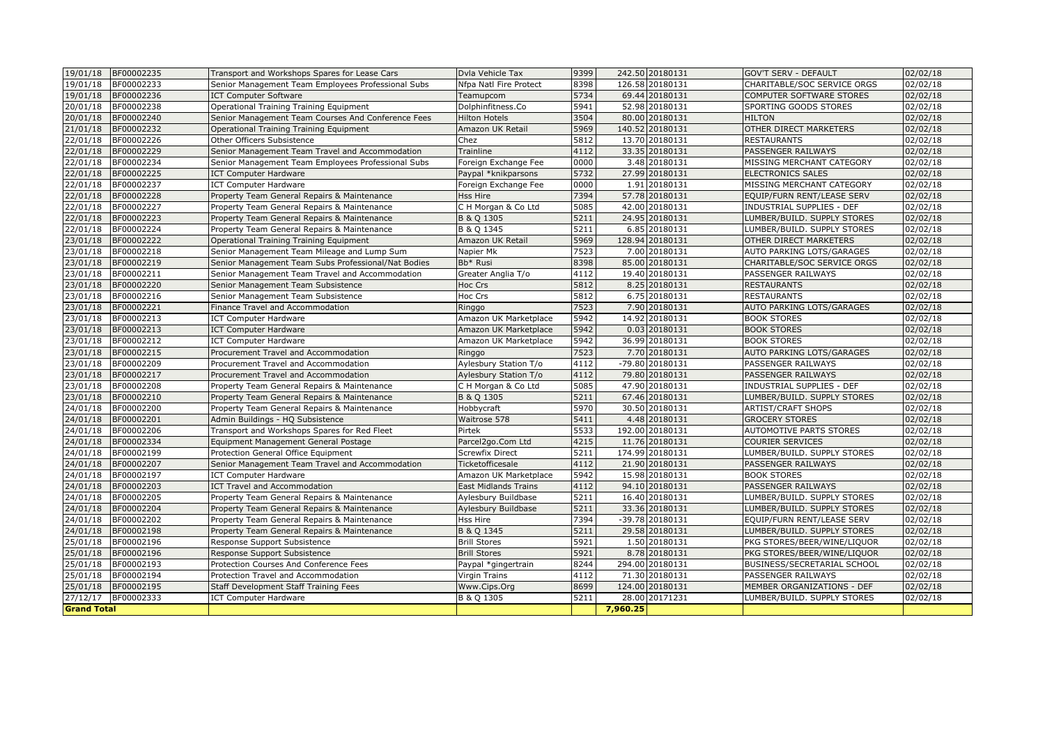| | | | | | | | | |
|---|---|---|---|---|---|---|---|---|
| 19/01/18 | BF00002235 | Transport and Workshops Spares for Lease Cars | Dvla Vehicle Tax | 9399 | 242.50 | 20180131 | GOV'T SERV - DEFAULT | 02/02/18 |
| 19/01/18 | BF00002233 | Senior Management Team Employees Professional Subs | Nfpa Natl Fire Protect | 8398 | 126.58 | 20180131 | CHARITABLE/SOC SERVICE ORGS | 02/02/18 |
| 19/01/18 | BF00002236 | ICT Computer Software | Teamupcom | 5734 | 69.44 | 20180131 | COMPUTER SOFTWARE STORES | 02/02/18 |
| 20/01/18 | BF00002238 | Operational Training Training Equipment | Dolphinfitness.Co | 5941 | 52.98 | 20180131 | SPORTING GOODS STORES | 02/02/18 |
| 20/01/18 | BF00002240 | Senior Management Team Courses And Conference Fees | Hilton Hotels | 3504 | 80.00 | 20180131 | HILTON | 02/02/18 |
| 21/01/18 | BF00002232 | Operational Training Training Equipment | Amazon UK Retail | 5969 | 140.52 | 20180131 | OTHER DIRECT MARKETERS | 02/02/18 |
| 22/01/18 | BF00002226 | Other Officers Subsistence | Chez | 5812 | 13.70 | 20180131 | RESTAURANTS | 02/02/18 |
| 22/01/18 | BF00002229 | Senior Management Team Travel and Accommodation | Trainline | 4112 | 33.35 | 20180131 | PASSENGER RAILWAYS | 02/02/18 |
| 22/01/18 | BF00002234 | Senior Management Team Employees Professional Subs | Foreign Exchange Fee | 0000 | 3.48 | 20180131 | MISSING MERCHANT CATEGORY | 02/02/18 |
| 22/01/18 | BF00002225 | ICT Computer Hardware | Paypal *knikparsons | 5732 | 27.99 | 20180131 | ELECTRONICS SALES | 02/02/18 |
| 22/01/18 | BF00002237 | ICT Computer Hardware | Foreign Exchange Fee | 0000 | 1.91 | 20180131 | MISSING MERCHANT CATEGORY | 02/02/18 |
| 22/01/18 | BF00002228 | Property Team General Repairs & Maintenance | Hss Hire | 7394 | 57.78 | 20180131 | EQUIP/FURN RENT/LEASE SERV | 02/02/18 |
| 22/01/18 | BF00002227 | Property Team General Repairs & Maintenance | C H Morgan & Co Ltd | 5085 | 42.00 | 20180131 | INDUSTRIAL SUPPLIES - DEF | 02/02/18 |
| 22/01/18 | BF00002223 | Property Team General Repairs & Maintenance | B & Q 1305 | 5211 | 24.95 | 20180131 | LUMBER/BUILD. SUPPLY STORES | 02/02/18 |
| 22/01/18 | BF00002224 | Property Team General Repairs & Maintenance | B & Q 1345 | 5211 | 6.85 | 20180131 | LUMBER/BUILD. SUPPLY STORES | 02/02/18 |
| 23/01/18 | BF00002222 | Operational Training Training Equipment | Amazon UK Retail | 5969 | 128.94 | 20180131 | OTHER DIRECT MARKETERS | 02/02/18 |
| 23/01/18 | BF00002218 | Senior Management Team Mileage and Lump Sum | Napier Mk | 7523 | 7.00 | 20180131 | AUTO PARKING LOTS/GARAGES | 02/02/18 |
| 23/01/18 | BF00002219 | Senior Management Team Subs Professional/Nat Bodies | Bb* Rusi | 8398 | 85.00 | 20180131 | CHARITABLE/SOC SERVICE ORGS | 02/02/18 |
| 23/01/18 | BF00002211 | Senior Management Team Travel and Accommodation | Greater Anglia T/o | 4112 | 19.40 | 20180131 | PASSENGER RAILWAYS | 02/02/18 |
| 23/01/18 | BF00002220 | Senior Management Team Subsistence | Hoc Crs | 5812 | 8.25 | 20180131 | RESTAURANTS | 02/02/18 |
| 23/01/18 | BF00002216 | Senior Management Team Subsistence | Hoc Crs | 5812 | 6.75 | 20180131 | RESTAURANTS | 02/02/18 |
| 23/01/18 | BF00002221 | Finance Travel and Accommodation | Ringgo | 7523 | 7.90 | 20180131 | AUTO PARKING LOTS/GARAGES | 02/02/18 |
| 23/01/18 | BF00002213 | ICT Computer Hardware | Amazon UK Marketplace | 5942 | 14.92 | 20180131 | BOOK STORES | 02/02/18 |
| 23/01/18 | BF00002213 | ICT Computer Hardware | Amazon UK Marketplace | 5942 | 0.03 | 20180131 | BOOK STORES | 02/02/18 |
| 23/01/18 | BF00002212 | ICT Computer Hardware | Amazon UK Marketplace | 5942 | 36.99 | 20180131 | BOOK STORES | 02/02/18 |
| 23/01/18 | BF00002215 | Procurement Travel and Accommodation | Ringgo | 7523 | 7.70 | 20180131 | AUTO PARKING LOTS/GARAGES | 02/02/18 |
| 23/01/18 | BF00002209 | Procurement Travel and Accommodation | Aylesbury Station T/o | 4112 | -79.80 | 20180131 | PASSENGER RAILWAYS | 02/02/18 |
| 23/01/18 | BF00002217 | Procurement Travel and Accommodation | Aylesbury Station T/o | 4112 | 79.80 | 20180131 | PASSENGER RAILWAYS | 02/02/18 |
| 23/01/18 | BF00002208 | Property Team General Repairs & Maintenance | C H Morgan & Co Ltd | 5085 | 47.90 | 20180131 | INDUSTRIAL SUPPLIES - DEF | 02/02/18 |
| 23/01/18 | BF00002210 | Property Team General Repairs & Maintenance | B & Q 1305 | 5211 | 67.46 | 20180131 | LUMBER/BUILD. SUPPLY STORES | 02/02/18 |
| 24/01/18 | BF00002200 | Property Team General Repairs & Maintenance | Hobbycraft | 5970 | 30.50 | 20180131 | ARTIST/CRAFT SHOPS | 02/02/18 |
| 24/01/18 | BF00002201 | Admin Buildings - HQ Subsistence | Waitrose 578 | 5411 | 4.48 | 20180131 | GROCERY STORES | 02/02/18 |
| 24/01/18 | BF00002206 | Transport and Workshops Spares for Red Fleet | Pirtek | 5533 | 192.00 | 20180131 | AUTOMOTIVE PARTS STORES | 02/02/18 |
| 24/01/18 | BF00002334 | Equipment Management General Postage | Parcel2go.Com Ltd | 4215 | 11.76 | 20180131 | COURIER SERVICES | 02/02/18 |
| 24/01/18 | BF00002199 | Protection General Office Equipment | Screwfix Direct | 5211 | 174.99 | 20180131 | LUMBER/BUILD. SUPPLY STORES | 02/02/18 |
| 24/01/18 | BF00002207 | Senior Management Team Travel and Accommodation | Ticketofficesale | 4112 | 21.90 | 20180131 | PASSENGER RAILWAYS | 02/02/18 |
| 24/01/18 | BF00002197 | ICT Computer Hardware | Amazon UK Marketplace | 5942 | 15.98 | 20180131 | BOOK STORES | 02/02/18 |
| 24/01/18 | BF00002203 | ICT Travel and Accommodation | East Midlands Trains | 4112 | 94.10 | 20180131 | PASSENGER RAILWAYS | 02/02/18 |
| 24/01/18 | BF00002205 | Property Team General Repairs & Maintenance | Aylesbury Buildbase | 5211 | 16.40 | 20180131 | LUMBER/BUILD. SUPPLY STORES | 02/02/18 |
| 24/01/18 | BF00002204 | Property Team General Repairs & Maintenance | Aylesbury Buildbase | 5211 | 33.36 | 20180131 | LUMBER/BUILD. SUPPLY STORES | 02/02/18 |
| 24/01/18 | BF00002202 | Property Team General Repairs & Maintenance | Hss Hire | 7394 | -39.78 | 20180131 | EQUIP/FURN RENT/LEASE SERV | 02/02/18 |
| 24/01/18 | BF00002198 | Property Team General Repairs & Maintenance | B & Q 1345 | 5211 | 29.58 | 20180131 | LUMBER/BUILD. SUPPLY STORES | 02/02/18 |
| 25/01/18 | BF00002196 | Response Support Subsistence | Brill Stores | 5921 | 1.50 | 20180131 | PKG STORES/BEER/WINE/LIQUOR | 02/02/18 |
| 25/01/18 | BF00002196 | Response Support Subsistence | Brill Stores | 5921 | 8.78 | 20180131 | PKG STORES/BEER/WINE/LIQUOR | 02/02/18 |
| 25/01/18 | BF00002193 | Protection Courses And Conference Fees | Paypal *gingertrain | 8244 | 294.00 | 20180131 | BUSINESS/SECRETARIAL SCHOOL | 02/02/18 |
| 25/01/18 | BF00002194 | Protection Travel and Accommodation | Virgin Trains | 4112 | 71.30 | 20180131 | PASSENGER RAILWAYS | 02/02/18 |
| 25/01/18 | BF00002195 | Staff Development Staff Training Fees | Www.Cips.Org | 8699 | 124.00 | 20180131 | MEMBER ORGANIZATIONS - DEF | 02/02/18 |
| 27/12/17 | BF00002333 | ICT Computer Hardware | B & Q 1305 | 5211 | 28.00 | 20171231 | LUMBER/BUILD. SUPPLY STORES | 02/02/18 |
| **Grand Total** | | | | | **7,960.25** | | | |